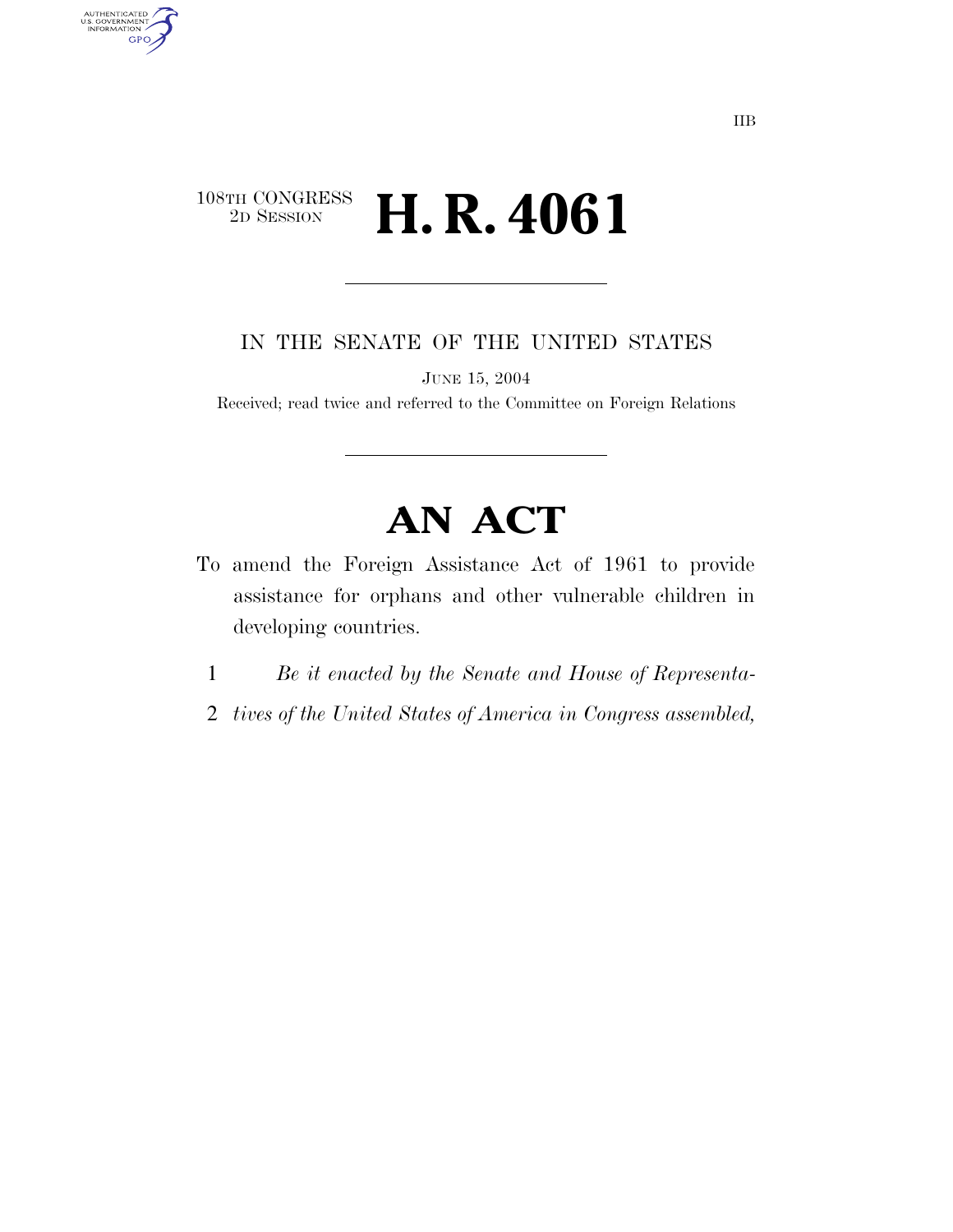IIB

108TH CONGRESS
2D SESSION

# H. R. 4061

IN THE SENATE OF THE UNITED STATES

JUNE 15, 2004

Received; read twice and referred to the Committee on Foreign Relations

# AN ACT

To amend the Foreign Assistance Act of 1961 to provide assistance for orphans and other vulnerable children in developing countries.

1 *Be it enacted by the Senate and House of Representa-*
2 *tives of the United States of America in Congress assembled,*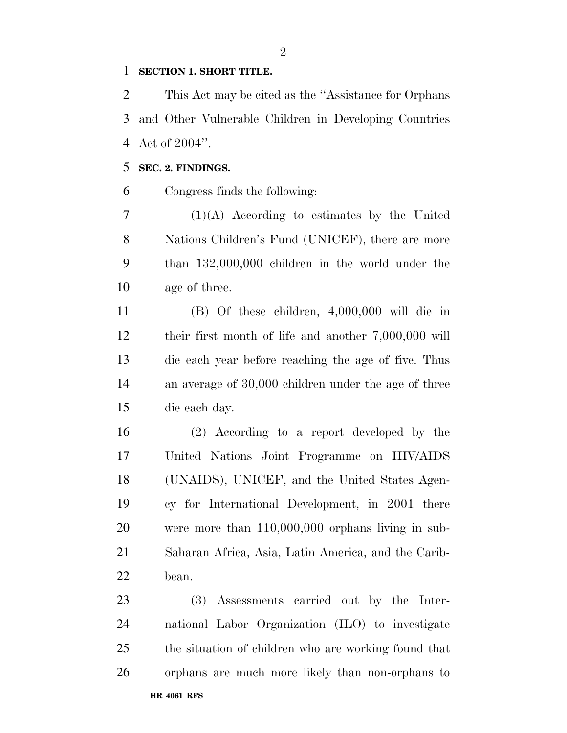**SECTION 1. SHORT TITLE.**

This Act may be cited as the ''Assistance for Orphans and Other Vulnerable Children in Developing Countries Act of 2004''.

**SEC. 2. FINDINGS.**

Congress finds the following:

(1)(A) According to estimates by the United Nations Children's Fund (UNICEF), there are more than 132,000,000 children in the world under the age of three.

(B) Of these children, 4,000,000 will die in their first month of life and another 7,000,000 will die each year before reaching the age of five. Thus an average of 30,000 children under the age of three die each day.

(2) According to a report developed by the United Nations Joint Programme on HIV/AIDS (UNAIDS), UNICEF, and the United States Agency for International Development, in 2001 there were more than 110,000,000 orphans living in sub-Saharan Africa, Asia, Latin America, and the Caribbean.

(3) Assessments carried out by the International Labor Organization (ILO) to investigate the situation of children who are working found that orphans are much more likely than non-orphans to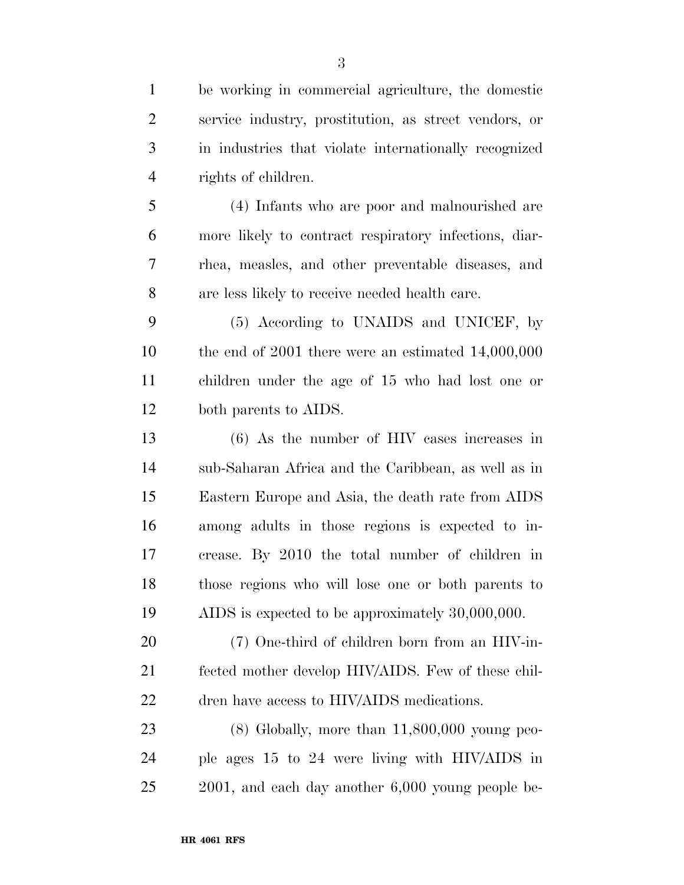be working in commercial agriculture, the domestic service industry, prostitution, as street vendors, or in industries that violate internationally recognized rights of children.

(4) Infants who are poor and malnourished are more likely to contract respiratory infections, diarrhea, measles, and other preventable diseases, and are less likely to receive needed health care.

(5) According to UNAIDS and UNICEF, by the end of 2001 there were an estimated 14,000,000 children under the age of 15 who had lost one or both parents to AIDS.

(6) As the number of HIV cases increases in sub-Saharan Africa and the Caribbean, as well as in Eastern Europe and Asia, the death rate from AIDS among adults in those regions is expected to increase. By 2010 the total number of children in those regions who will lose one or both parents to AIDS is expected to be approximately 30,000,000.

(7) One-third of children born from an HIV-infected mother develop HIV/AIDS. Few of these children have access to HIV/AIDS medications.

(8) Globally, more than 11,800,000 young people ages 15 to 24 were living with HIV/AIDS in 2001, and each day another 6,000 young people be-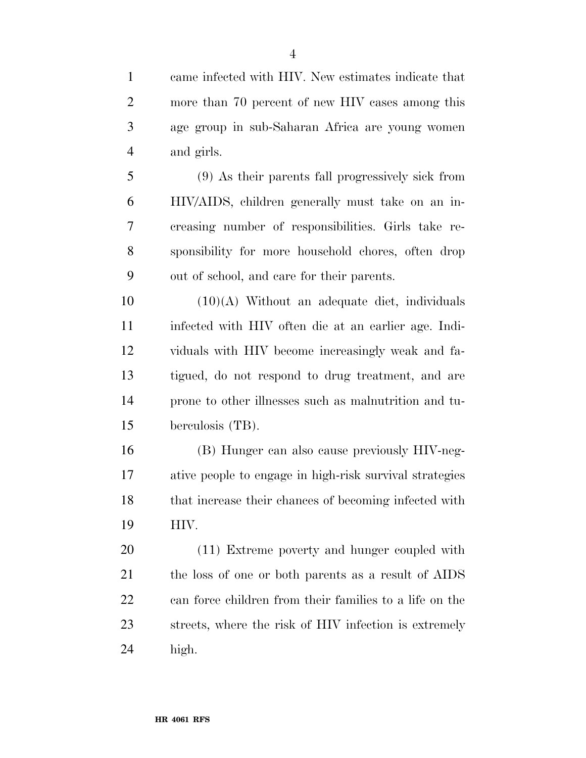came infected with HIV. New estimates indicate that more than 70 percent of new HIV cases among this age group in sub-Saharan Africa are young women and girls.

(9) As their parents fall progressively sick from HIV/AIDS, children generally must take on an increasing number of responsibilities. Girls take responsibility for more household chores, often drop out of school, and care for their parents.

(10)(A) Without an adequate diet, individuals infected with HIV often die at an earlier age. Individuals with HIV become increasingly weak and fatigued, do not respond to drug treatment, and are prone to other illnesses such as malnutrition and tuberculosis (TB).

(B) Hunger can also cause previously HIV-negative people to engage in high-risk survival strategies that increase their chances of becoming infected with HIV.

(11) Extreme poverty and hunger coupled with the loss of one or both parents as a result of AIDS can force children from their families to a life on the streets, where the risk of HIV infection is extremely high.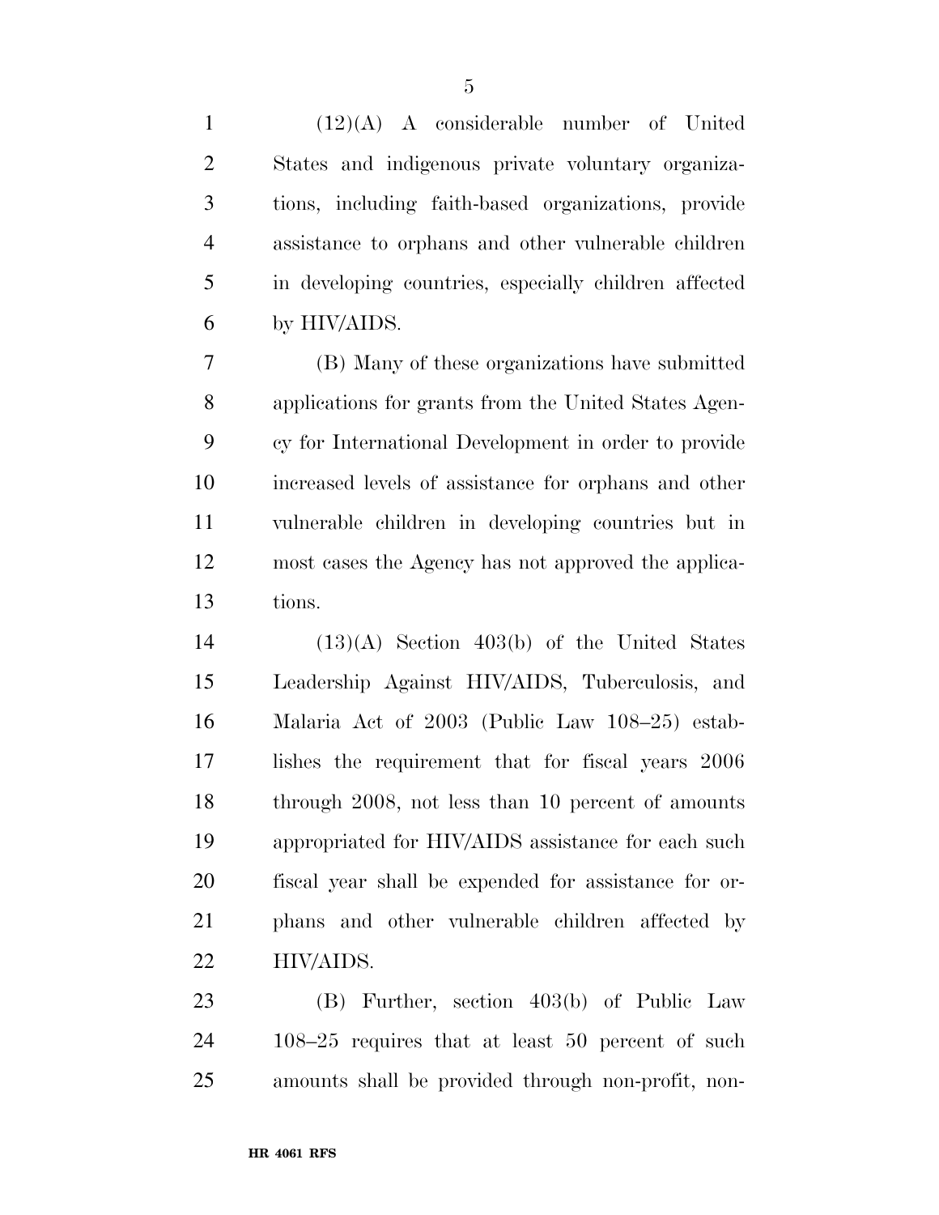(12)(A) A considerable number of United States and indigenous private voluntary organizations, including faith-based organizations, provide assistance to orphans and other vulnerable children in developing countries, especially children affected by HIV/AIDS.

(B) Many of these organizations have submitted applications for grants from the United States Agency for International Development in order to provide increased levels of assistance for orphans and other vulnerable children in developing countries but in most cases the Agency has not approved the applications.

(13)(A) Section 403(b) of the United States Leadership Against HIV/AIDS, Tuberculosis, and Malaria Act of 2003 (Public Law 108–25) establishes the requirement that for fiscal years 2006 through 2008, not less than 10 percent of amounts appropriated for HIV/AIDS assistance for each such fiscal year shall be expended for assistance for orphans and other vulnerable children affected by HIV/AIDS.

(B) Further, section 403(b) of Public Law 108–25 requires that at least 50 percent of such amounts shall be provided through non-profit, non-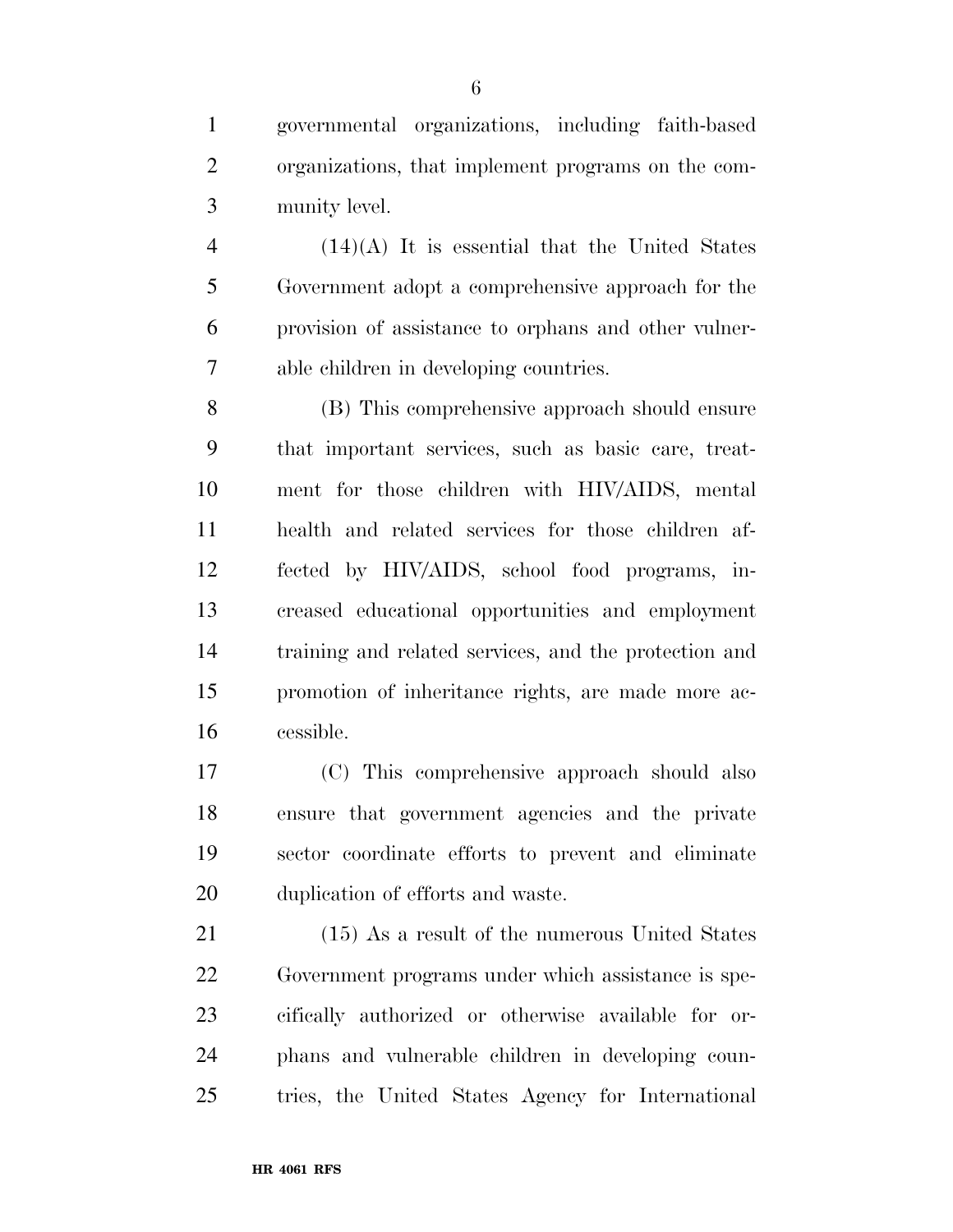governmental organizations, including faith-based organizations, that implement programs on the community level.

(14)(A) It is essential that the United States Government adopt a comprehensive approach for the provision of assistance to orphans and other vulnerable children in developing countries.

(B) This comprehensive approach should ensure that important services, such as basic care, treatment for those children with HIV/AIDS, mental health and related services for those children affected by HIV/AIDS, school food programs, increased educational opportunities and employment training and related services, and the protection and promotion of inheritance rights, are made more accessible.

(C) This comprehensive approach should also ensure that government agencies and the private sector coordinate efforts to prevent and eliminate duplication of efforts and waste.

(15) As a result of the numerous United States Government programs under which assistance is specifically authorized or otherwise available for orphans and vulnerable children in developing countries, the United States Agency for International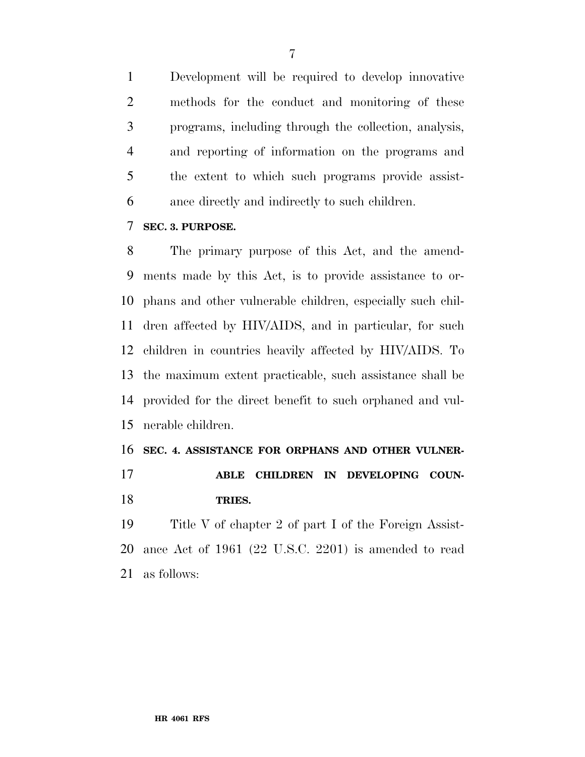Development will be required to develop innovative methods for the conduct and monitoring of these programs, including through the collection, analysis, and reporting of information on the programs and the extent to which such programs provide assistance directly and indirectly to such children.

**SEC. 3. PURPOSE.**

The primary purpose of this Act, and the amendments made by this Act, is to provide assistance to orphans and other vulnerable children, especially such children affected by HIV/AIDS, and in particular, for such children in countries heavily affected by HIV/AIDS. To the maximum extent practicable, such assistance shall be provided for the direct benefit to such orphaned and vulnerable children.

**SEC. 4. ASSISTANCE FOR ORPHANS AND OTHER VULNERABLE CHILDREN IN DEVELOPING COUNTRIES.**

Title V of chapter 2 of part I of the Foreign Assistance Act of 1961 (22 U.S.C. 2201) is amended to read as follows: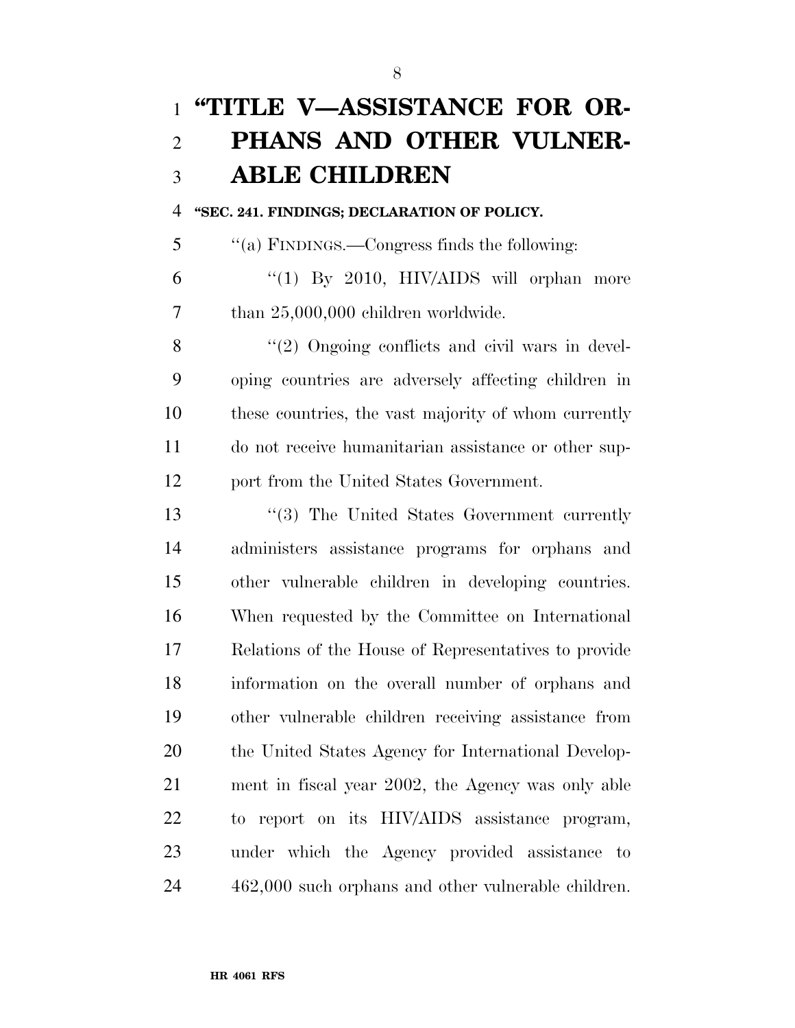# "TITLE V—ASSISTANCE FOR ORPHANS AND OTHER VULNERABLE CHILDREN

### "SEC. 241. FINDINGS; DECLARATION OF POLICY.

"(a) FINDINGS.—Congress finds the following:

"(1) By 2010, HIV/AIDS will orphan more than 25,000,000 children worldwide.

"(2) Ongoing conflicts and civil wars in developing countries are adversely affecting children in these countries, the vast majority of whom currently do not receive humanitarian assistance or other support from the United States Government.

"(3) The United States Government currently administers assistance programs for orphans and other vulnerable children in developing countries. When requested by the Committee on International Relations of the House of Representatives to provide information on the overall number of orphans and other vulnerable children receiving assistance from the United States Agency for International Development in fiscal year 2002, the Agency was only able to report on its HIV/AIDS assistance program, under which the Agency provided assistance to 462,000 such orphans and other vulnerable children.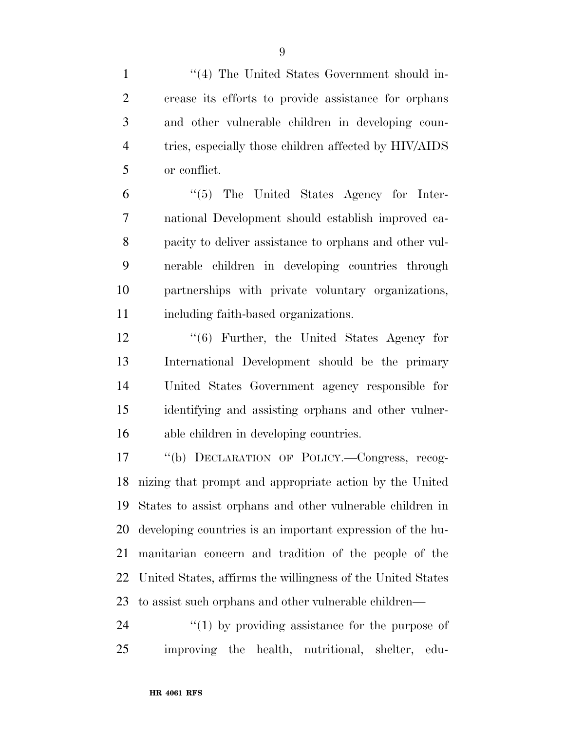''(4) The United States Government should increase its efforts to provide assistance for orphans and other vulnerable children in developing countries, especially those children affected by HIV/AIDS or conflict.

''(5) The United States Agency for International Development should establish improved capacity to deliver assistance to orphans and other vulnerable children in developing countries through partnerships with private voluntary organizations, including faith-based organizations.

''(6) Further, the United States Agency for International Development should be the primary United States Government agency responsible for identifying and assisting orphans and other vulnerable children in developing countries.

''(b) DECLARATION OF POLICY.—Congress, recognizing that prompt and appropriate action by the United States to assist orphans and other vulnerable children in developing countries is an important expression of the humanitarian concern and tradition of the people of the United States, affirms the willingness of the United States to assist such orphans and other vulnerable children—

''(1) by providing assistance for the purpose of improving the health, nutritional, shelter, edu-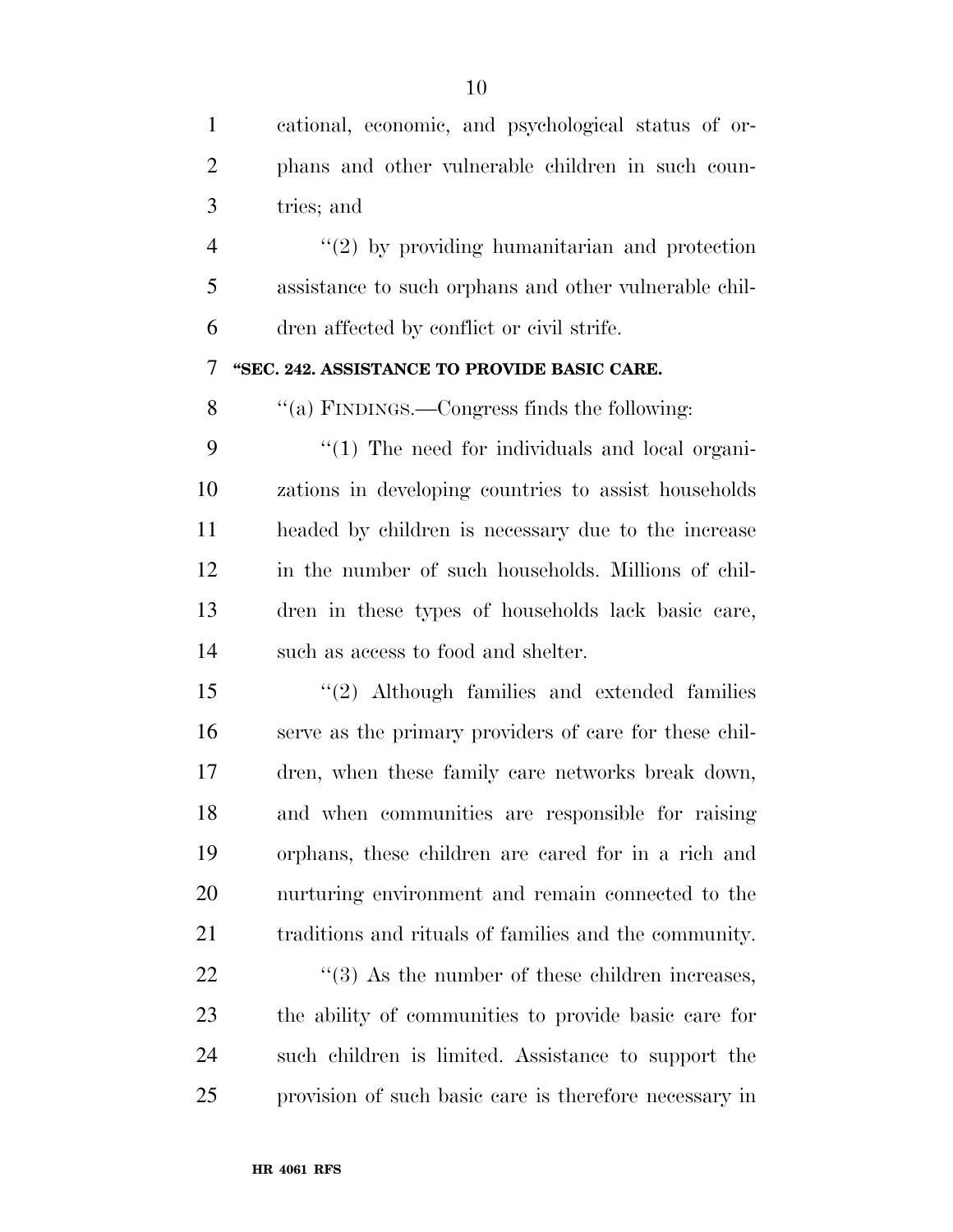cational, economic, and psychological status of orphans and other vulnerable children in such countries; and

''(2) by providing humanitarian and protection assistance to such orphans and other vulnerable children affected by conflict or civil strife.

**''SEC. 242. ASSISTANCE TO PROVIDE BASIC CARE.**

''(a) FINDINGS.—Congress finds the following:

''(1) The need for individuals and local organizations in developing countries to assist households headed by children is necessary due to the increase in the number of such households. Millions of children in these types of households lack basic care, such as access to food and shelter.

''(2) Although families and extended families serve as the primary providers of care for these children, when these family care networks break down, and when communities are responsible for raising orphans, these children are cared for in a rich and nurturing environment and remain connected to the traditions and rituals of families and the community.

''(3) As the number of these children increases, the ability of communities to provide basic care for such children is limited. Assistance to support the provision of such basic care is therefore necessary in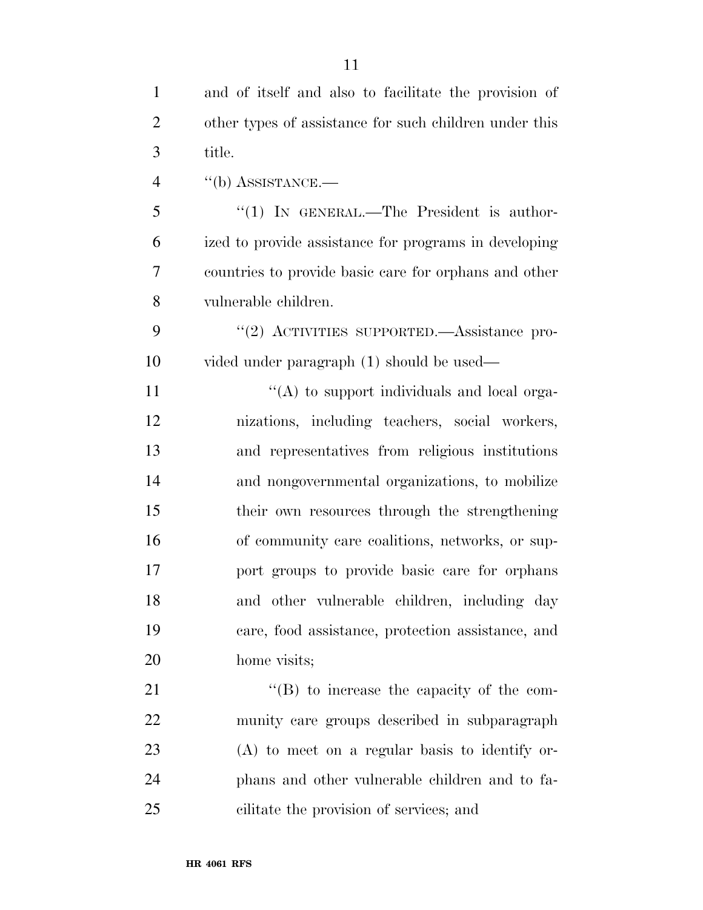and of itself and also to facilitate the provision of other types of assistance for such children under this title.

''(b) ASSISTANCE.—

''(1) IN GENERAL.—The President is authorized to provide assistance for programs in developing countries to provide basic care for orphans and other vulnerable children.

''(2) ACTIVITIES SUPPORTED.—Assistance provided under paragraph (1) should be used—

''(A) to support individuals and local organizations, including teachers, social workers, and representatives from religious institutions and nongovernmental organizations, to mobilize their own resources through the strengthening of community care coalitions, networks, or support groups to provide basic care for orphans and other vulnerable children, including day care, food assistance, protection assistance, and home visits;

''(B) to increase the capacity of the community care groups described in subparagraph (A) to meet on a regular basis to identify orphans and other vulnerable children and to facilitate the provision of services; and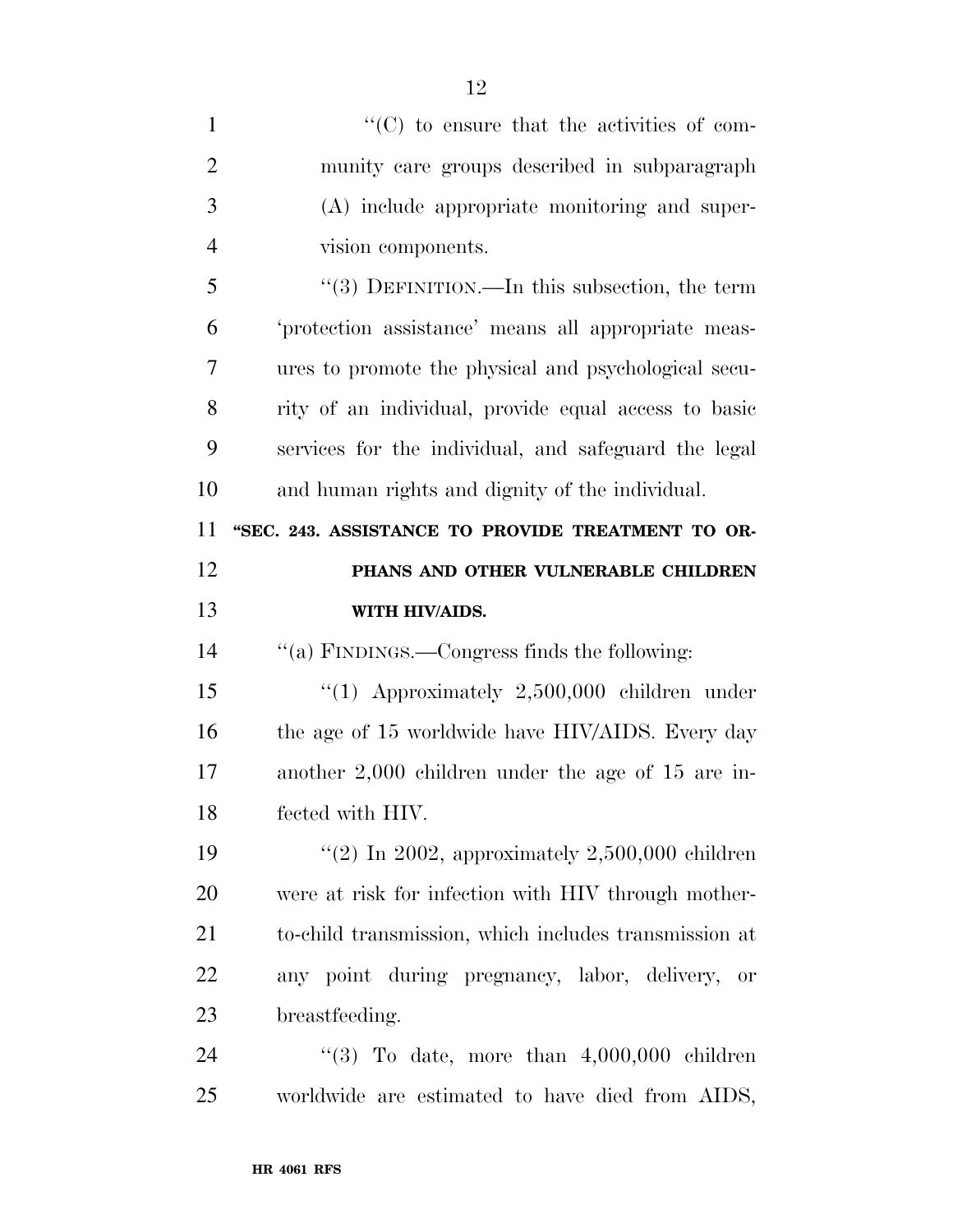"(C) to ensure that the activities of community care groups described in subparagraph (A) include appropriate monitoring and supervision components.

"(3) DEFINITION.—In this subsection, the term 'protection assistance' means all appropriate measures to promote the physical and psychological security of an individual, provide equal access to basic services for the individual, and safeguard the legal and human rights and dignity of the individual.

### "SEC. 243. ASSISTANCE TO PROVIDE TREATMENT TO ORPHANS AND OTHER VULNERABLE CHILDREN WITH HIV/AIDS.

"(a) FINDINGS.—Congress finds the following:

"(1) Approximately 2,500,000 children under the age of 15 worldwide have HIV/AIDS. Every day another 2,000 children under the age of 15 are infected with HIV.

"(2) In 2002, approximately 2,500,000 children were at risk for infection with HIV through mother-to-child transmission, which includes transmission at any point during pregnancy, labor, delivery, or breastfeeding.

"(3) To date, more than 4,000,000 children worldwide are estimated to have died from AIDS,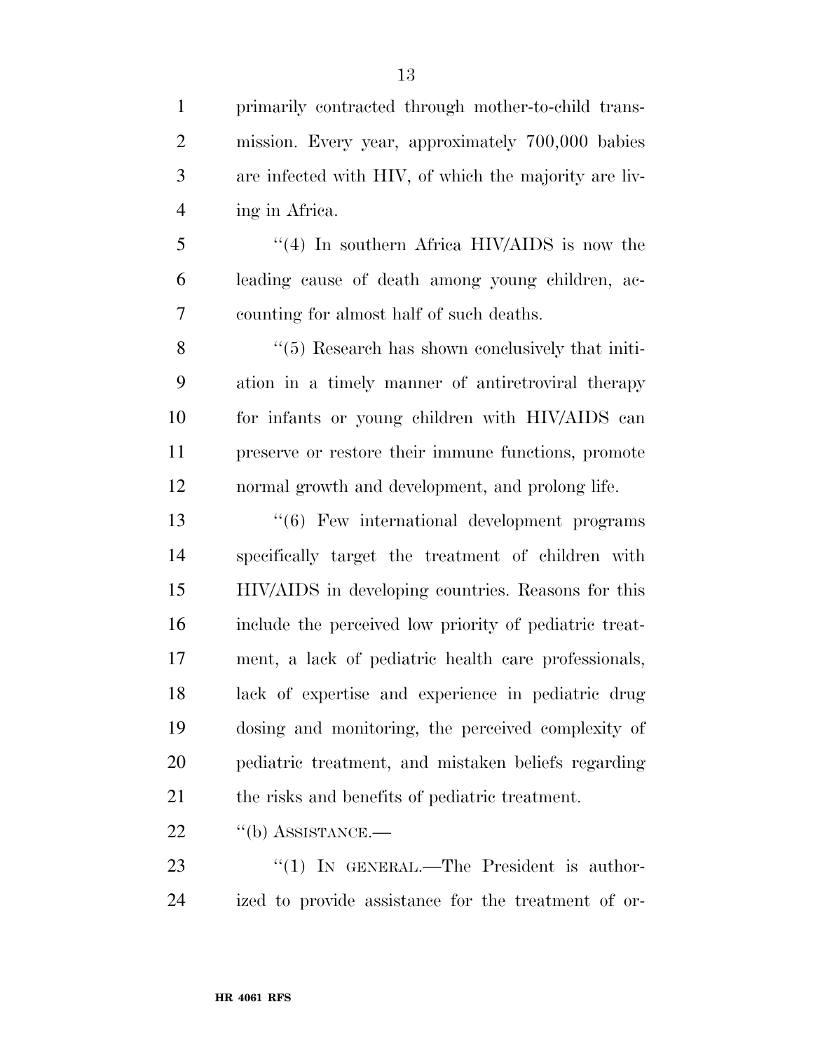primarily contracted through mother-to-child transmission. Every year, approximately 700,000 babies are infected with HIV, of which the majority are living in Africa.

''(4) In southern Africa HIV/AIDS is now the leading cause of death among young children, accounting for almost half of such deaths.

''(5) Research has shown conclusively that initiation in a timely manner of antiretroviral therapy for infants or young children with HIV/AIDS can preserve or restore their immune functions, promote normal growth and development, and prolong life.

''(6) Few international development programs specifically target the treatment of children with HIV/AIDS in developing countries. Reasons for this include the perceived low priority of pediatric treatment, a lack of pediatric health care professionals, lack of expertise and experience in pediatric drug dosing and monitoring, the perceived complexity of pediatric treatment, and mistaken beliefs regarding the risks and benefits of pediatric treatment.

''(b) ASSISTANCE.—

''(1) IN GENERAL.—The President is authorized to provide assistance for the treatment of or-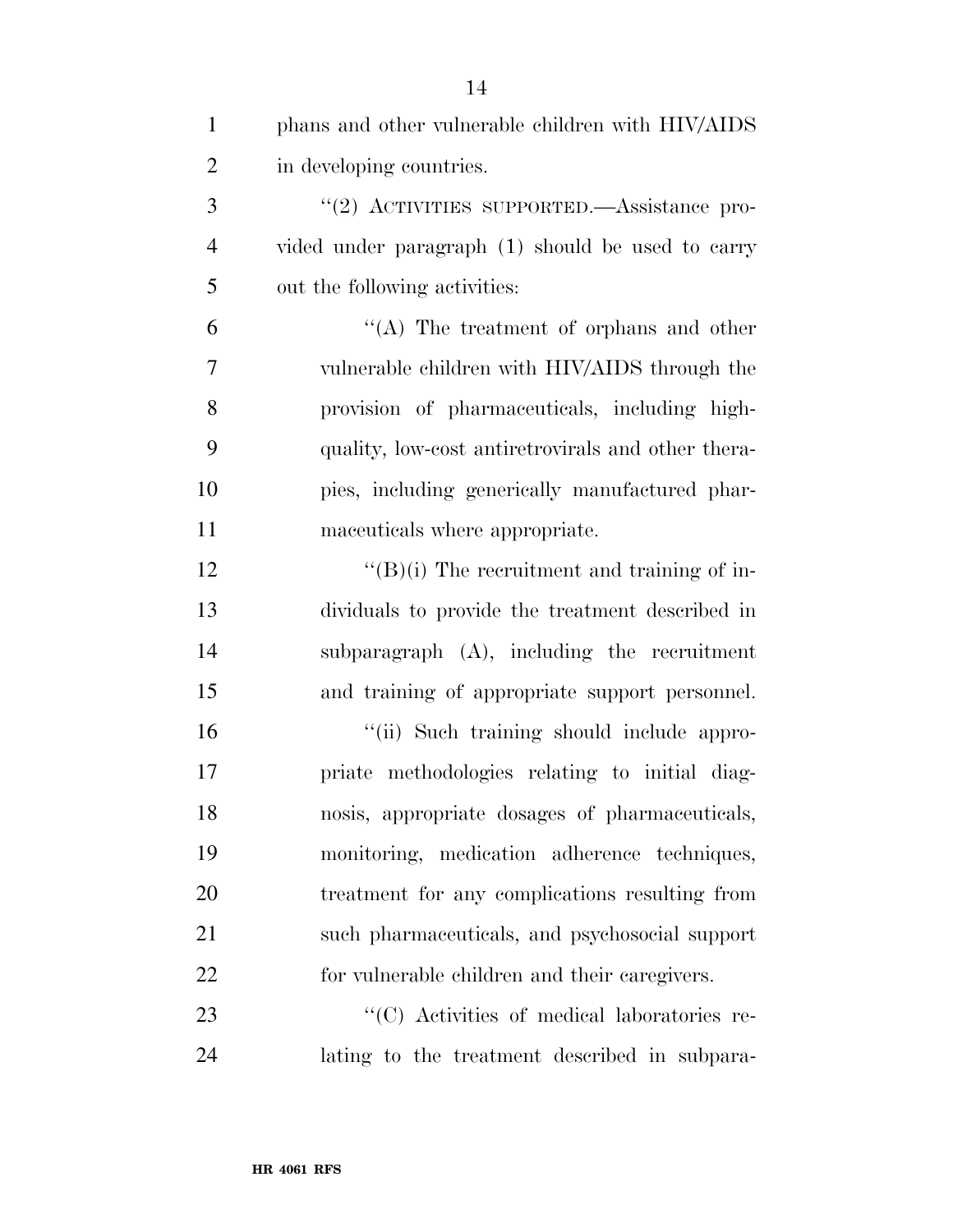phans and other vulnerable children with HIV/AIDS in developing countries.

''(2) ACTIVITIES SUPPORTED.—Assistance provided under paragraph (1) should be used to carry out the following activities:

''(A) The treatment of orphans and other vulnerable children with HIV/AIDS through the provision of pharmaceuticals, including high-quality, low-cost antiretrovirals and other therapies, including generically manufactured pharmaceuticals where appropriate.

''(B)(i) The recruitment and training of individuals to provide the treatment described in subparagraph (A), including the recruitment and training of appropriate support personnel.

''(ii) Such training should include appropriate methodologies relating to initial diagnosis, appropriate dosages of pharmaceuticals, monitoring, medication adherence techniques, treatment for any complications resulting from such pharmaceuticals, and psychosocial support for vulnerable children and their caregivers.

''(C) Activities of medical laboratories relating to the treatment described in subpara-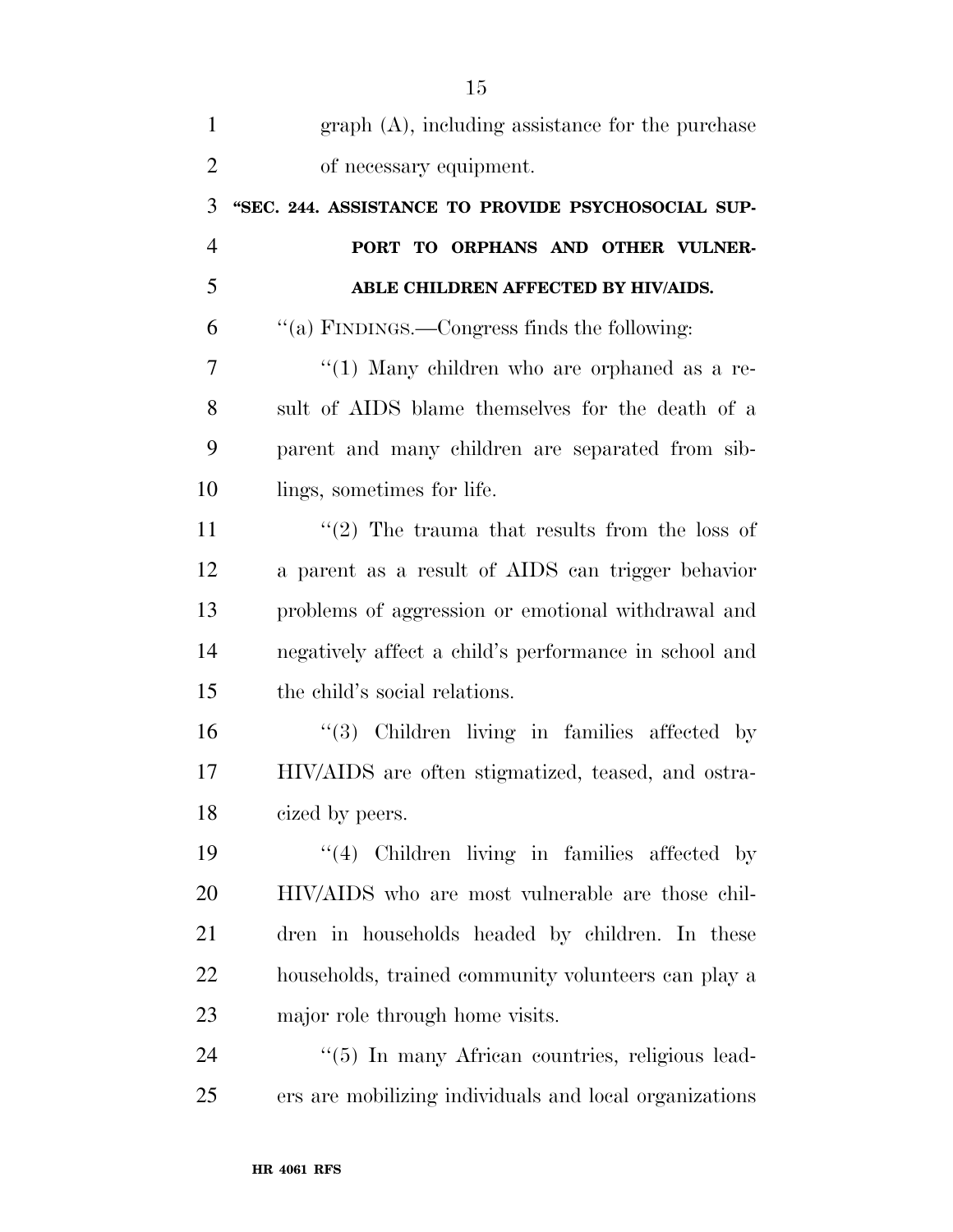graph (A), including assistance for the purchase of necessary equipment.

**"SEC. 244. ASSISTANCE TO PROVIDE PSYCHOSOCIAL SUPPORT TO ORPHANS AND OTHER VULNERABLE CHILDREN AFFECTED BY HIV/AIDS.**

"(a) FINDINGS.—Congress finds the following:

"(1) Many children who are orphaned as a result of AIDS blame themselves for the death of a parent and many children are separated from siblings, sometimes for life.

"(2) The trauma that results from the loss of a parent as a result of AIDS can trigger behavior problems of aggression or emotional withdrawal and negatively affect a child's performance in school and the child's social relations.

"(3) Children living in families affected by HIV/AIDS are often stigmatized, teased, and ostracized by peers.

"(4) Children living in families affected by HIV/AIDS who are most vulnerable are those children in households headed by children. In these households, trained community volunteers can play a major role through home visits.

"(5) In many African countries, religious leaders are mobilizing individuals and local organizations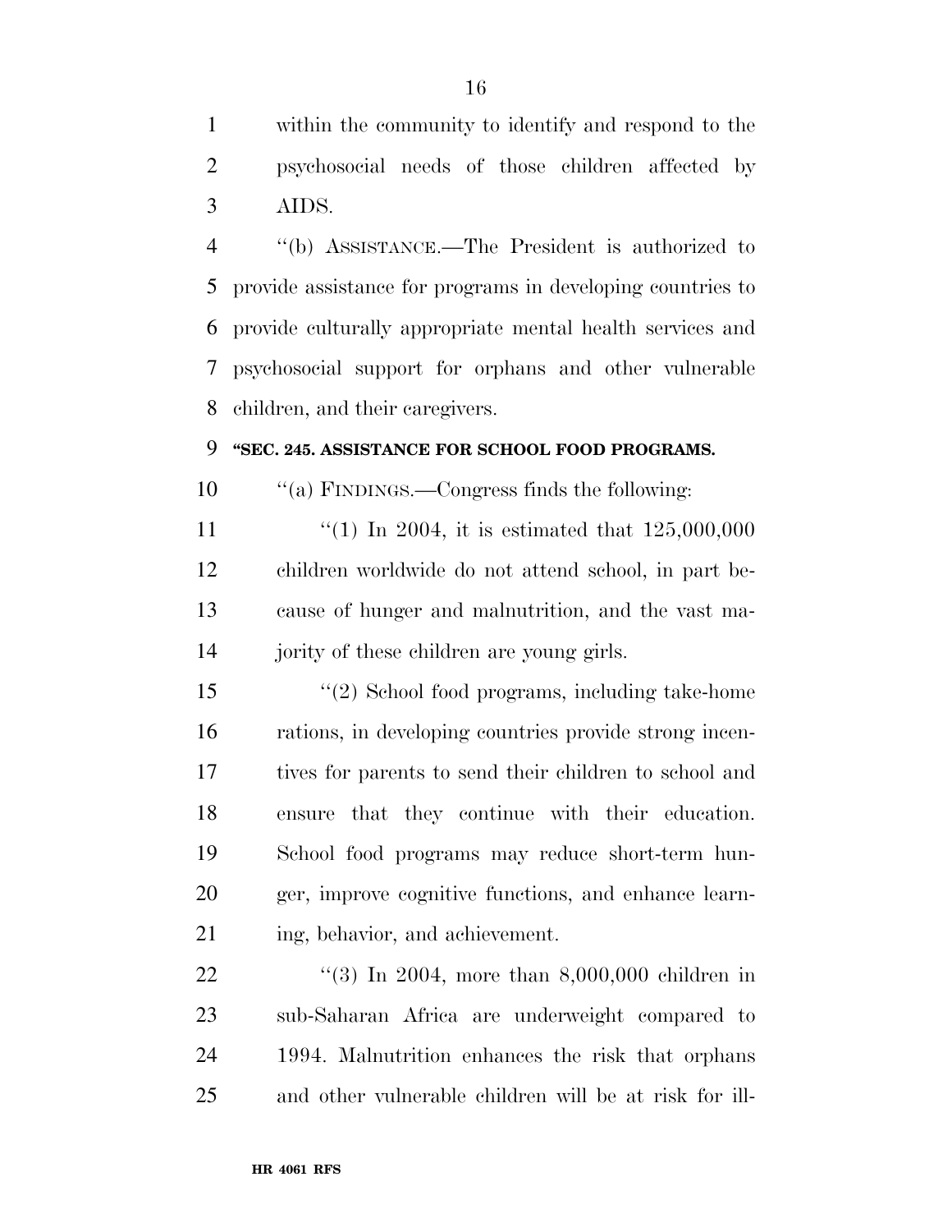within the community to identify and respond to the psychosocial needs of those children affected by AIDS.

''(b) ASSISTANCE.—The President is authorized to provide assistance for programs in developing countries to provide culturally appropriate mental health services and psychosocial support for orphans and other vulnerable children, and their caregivers.

**''SEC. 245. ASSISTANCE FOR SCHOOL FOOD PROGRAMS.**

''(a) FINDINGS.—Congress finds the following:

''(1) In 2004, it is estimated that 125,000,000 children worldwide do not attend school, in part because of hunger and malnutrition, and the vast majority of these children are young girls.

''(2) School food programs, including take-home rations, in developing countries provide strong incentives for parents to send their children to school and ensure that they continue with their education. School food programs may reduce short-term hunger, improve cognitive functions, and enhance learning, behavior, and achievement.

''(3) In 2004, more than 8,000,000 children in sub-Saharan Africa are underweight compared to 1994. Malnutrition enhances the risk that orphans and other vulnerable children will be at risk for ill-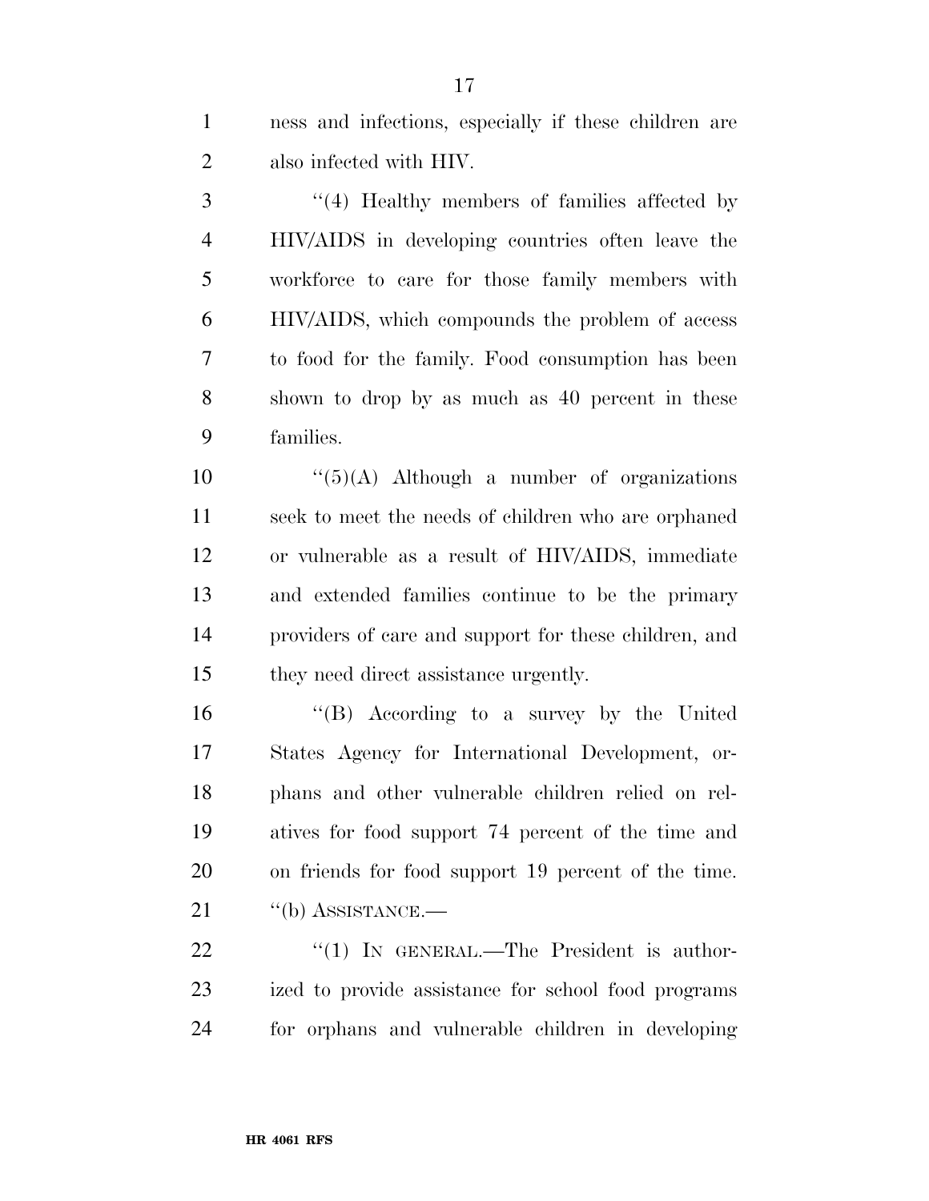ness and infections, especially if these children are also infected with HIV.

''(4) Healthy members of families affected by HIV/AIDS in developing countries often leave the workforce to care for those family members with HIV/AIDS, which compounds the problem of access to food for the family. Food consumption has been shown to drop by as much as 40 percent in these families.

''(5)(A) Although a number of organizations seek to meet the needs of children who are orphaned or vulnerable as a result of HIV/AIDS, immediate and extended families continue to be the primary providers of care and support for these children, and they need direct assistance urgently.

''(B) According to a survey by the United States Agency for International Development, orphans and other vulnerable children relied on relatives for food support 74 percent of the time and on friends for food support 19 percent of the time.

''(b) ASSISTANCE.—

''(1) IN GENERAL.—The President is authorized to provide assistance for school food programs for orphans and vulnerable children in developing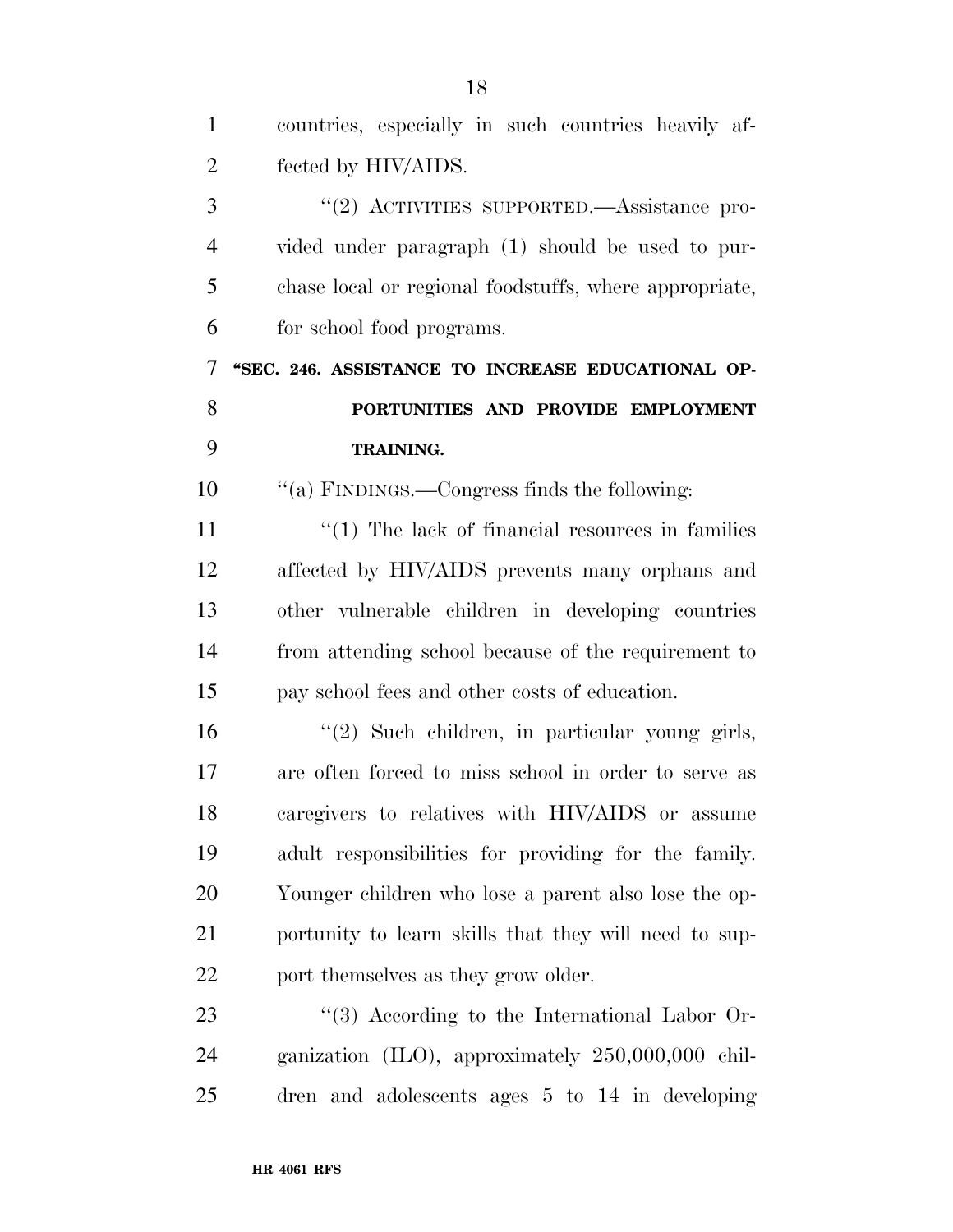countries, especially in such countries heavily affected by HIV/AIDS.

''(2) ACTIVITIES SUPPORTED.—Assistance provided under paragraph (1) should be used to purchase local or regional foodstuffs, where appropriate, for school food programs.

**''SEC. 246. ASSISTANCE TO INCREASE EDUCATIONAL OPPORTUNITIES AND PROVIDE EMPLOYMENT TRAINING.**

''(a) FINDINGS.—Congress finds the following:

''(1) The lack of financial resources in families affected by HIV/AIDS prevents many orphans and other vulnerable children in developing countries from attending school because of the requirement to pay school fees and other costs of education.

''(2) Such children, in particular young girls, are often forced to miss school in order to serve as caregivers to relatives with HIV/AIDS or assume adult responsibilities for providing for the family. Younger children who lose a parent also lose the opportunity to learn skills that they will need to support themselves as they grow older.

''(3) According to the International Labor Organization (ILO), approximately 250,000,000 children and adolescents ages 5 to 14 in developing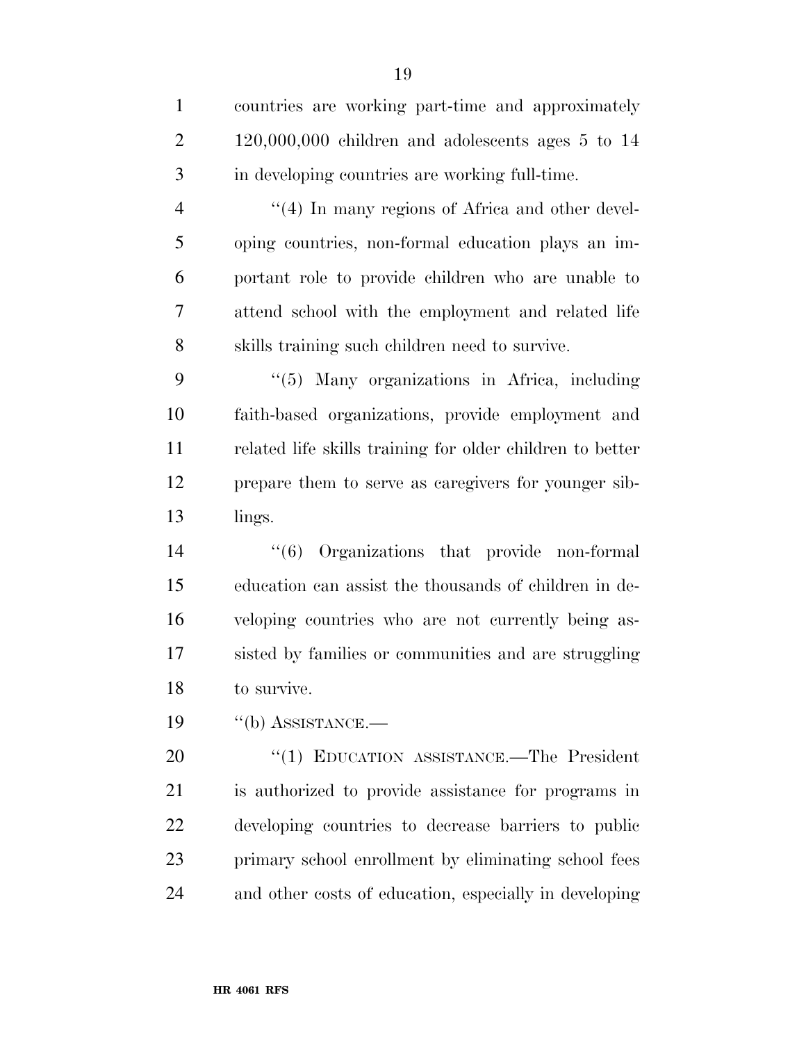countries are working part-time and approximately 120,000,000 children and adolescents ages 5 to 14 in developing countries are working full-time.

''(4) In many regions of Africa and other developing countries, non-formal education plays an important role to provide children who are unable to attend school with the employment and related life skills training such children need to survive.

''(5) Many organizations in Africa, including faith-based organizations, provide employment and related life skills training for older children to better prepare them to serve as caregivers for younger siblings.

''(6) Organizations that provide non-formal education can assist the thousands of children in developing countries who are not currently being assisted by families or communities and are struggling to survive.

''(b) ASSISTANCE.—

''(1) EDUCATION ASSISTANCE.—The President is authorized to provide assistance for programs in developing countries to decrease barriers to public primary school enrollment by eliminating school fees and other costs of education, especially in developing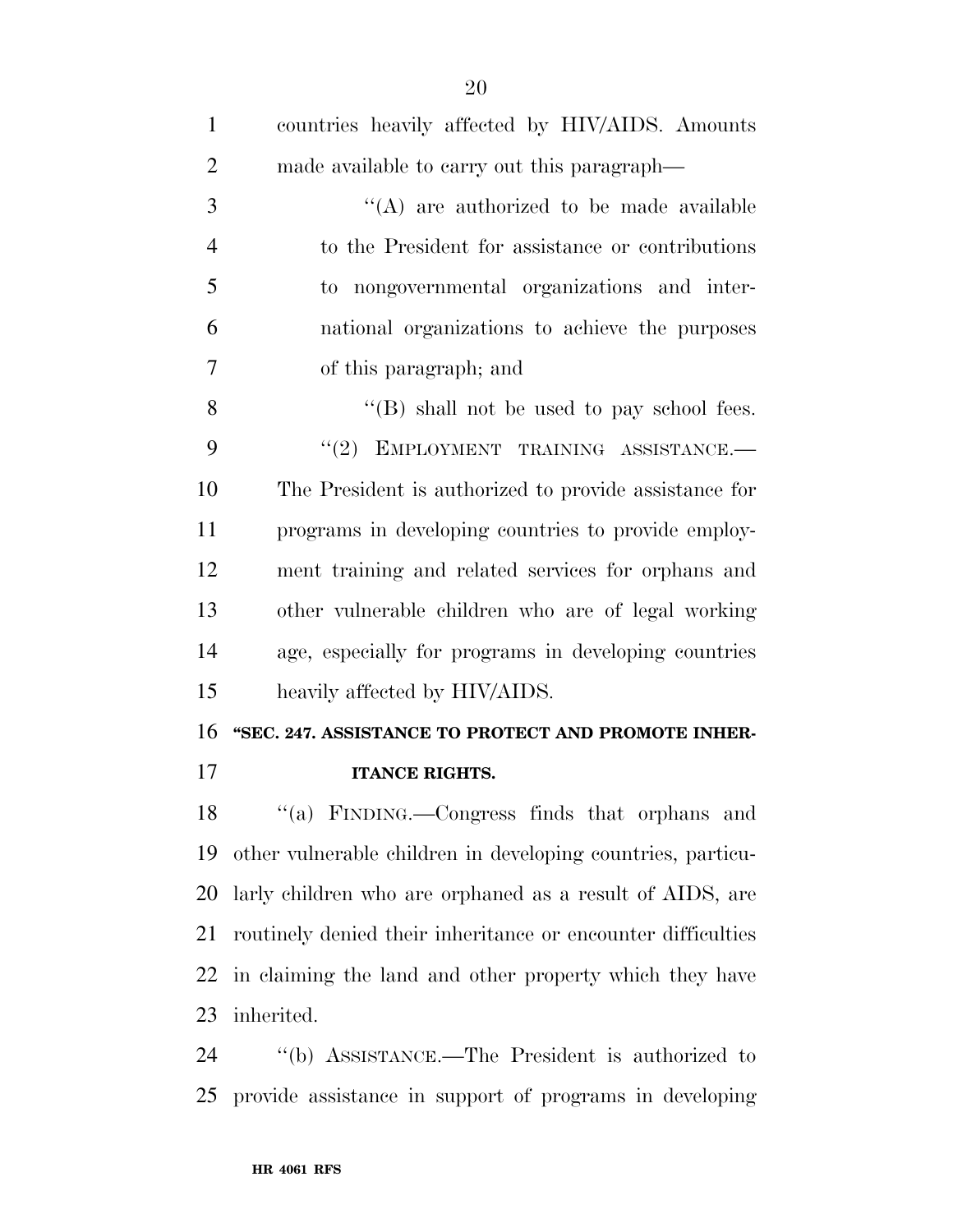countries heavily affected by HIV/AIDS. Amounts made available to carry out this paragraph—

''(A) are authorized to be made available to the President for assistance or contributions to nongovernmental organizations and international organizations to achieve the purposes of this paragraph; and

''(B) shall not be used to pay school fees.

''(2) EMPLOYMENT TRAINING ASSISTANCE.— The President is authorized to provide assistance for programs in developing countries to provide employment training and related services for orphans and other vulnerable children who are of legal working age, especially for programs in developing countries heavily affected by HIV/AIDS.

**''SEC. 247. ASSISTANCE TO PROTECT AND PROMOTE INHERITANCE RIGHTS.**

''(a) FINDING.—Congress finds that orphans and other vulnerable children in developing countries, particularly children who are orphaned as a result of AIDS, are routinely denied their inheritance or encounter difficulties in claiming the land and other property which they have inherited.

''(b) ASSISTANCE.—The President is authorized to provide assistance in support of programs in developing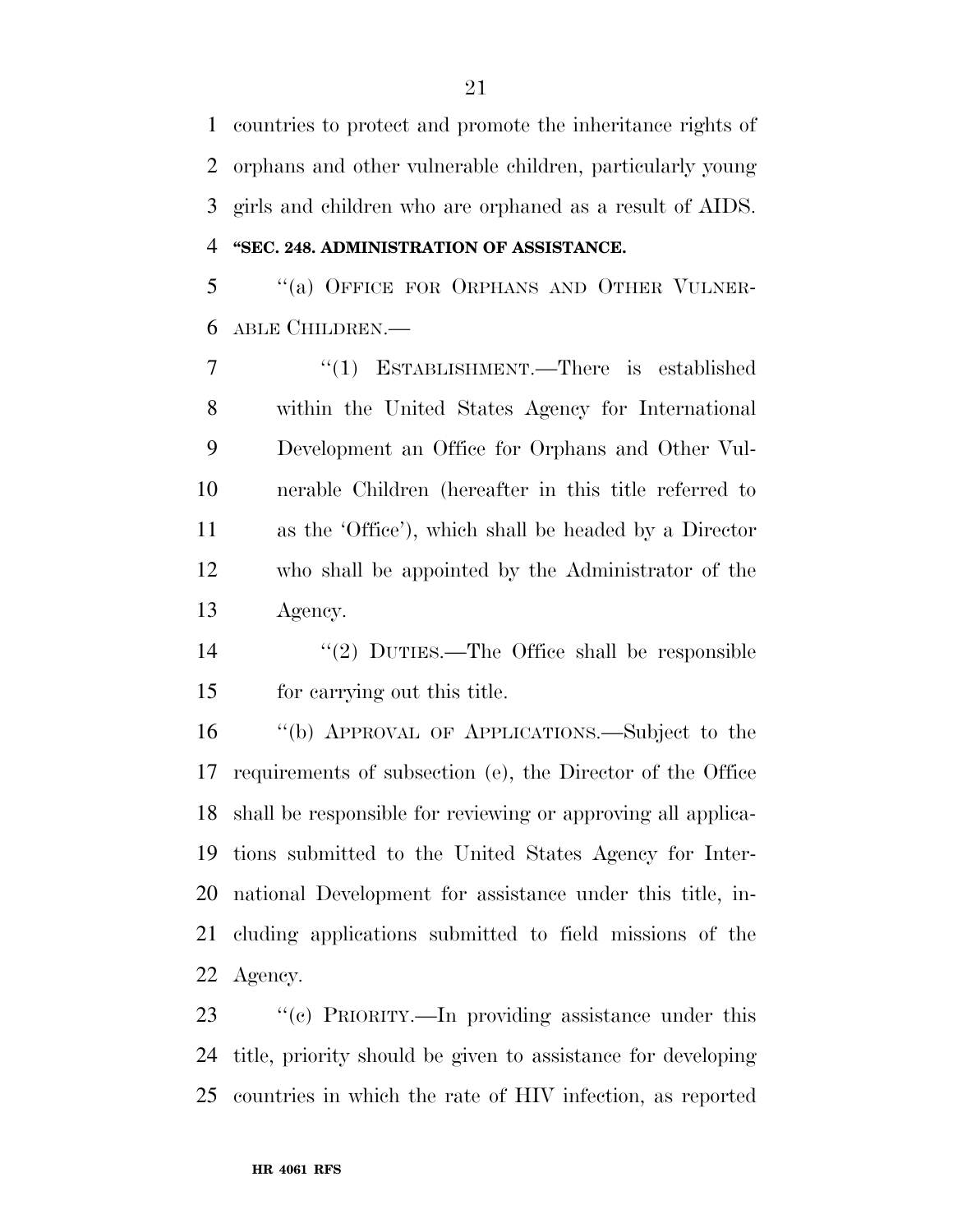countries to protect and promote the inheritance rights of orphans and other vulnerable children, particularly young girls and children who are orphaned as a result of AIDS.

**"SEC. 248. ADMINISTRATION OF ASSISTANCE.**

"(a) OFFICE FOR ORPHANS AND OTHER VULNERABLE CHILDREN.—

"(1) ESTABLISHMENT.—There is established within the United States Agency for International Development an Office for Orphans and Other Vulnerable Children (hereafter in this title referred to as the 'Office'), which shall be headed by a Director who shall be appointed by the Administrator of the Agency.

"(2) DUTIES.—The Office shall be responsible for carrying out this title.

"(b) APPROVAL OF APPLICATIONS.—Subject to the requirements of subsection (e), the Director of the Office shall be responsible for reviewing or approving all applications submitted to the United States Agency for International Development for assistance under this title, including applications submitted to field missions of the Agency.

"(c) PRIORITY.—In providing assistance under this title, priority should be given to assistance for developing countries in which the rate of HIV infection, as reported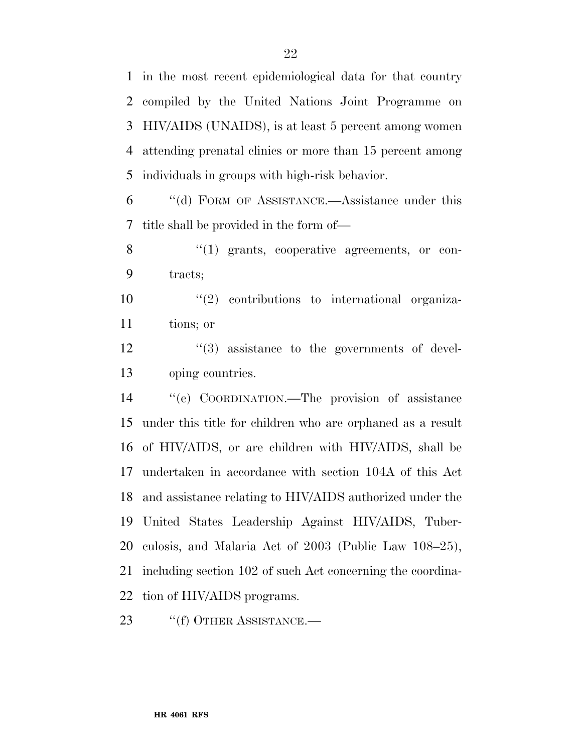in the most recent epidemiological data for that country compiled by the United Nations Joint Programme on HIV/AIDS (UNAIDS), is at least 5 percent among women attending prenatal clinics or more than 15 percent among individuals in groups with high-risk behavior.

"(d) FORM OF ASSISTANCE.—Assistance under this title shall be provided in the form of—

"(1) grants, cooperative agreements, or contracts;

"(2) contributions to international organizations; or

"(3) assistance to the governments of developing countries.

"(e) COORDINATION.—The provision of assistance under this title for children who are orphaned as a result of HIV/AIDS, or are children with HIV/AIDS, shall be undertaken in accordance with section 104A of this Act and assistance relating to HIV/AIDS authorized under the United States Leadership Against HIV/AIDS, Tuberculosis, and Malaria Act of 2003 (Public Law 108–25), including section 102 of such Act concerning the coordination of HIV/AIDS programs.

"(f) OTHER ASSISTANCE.—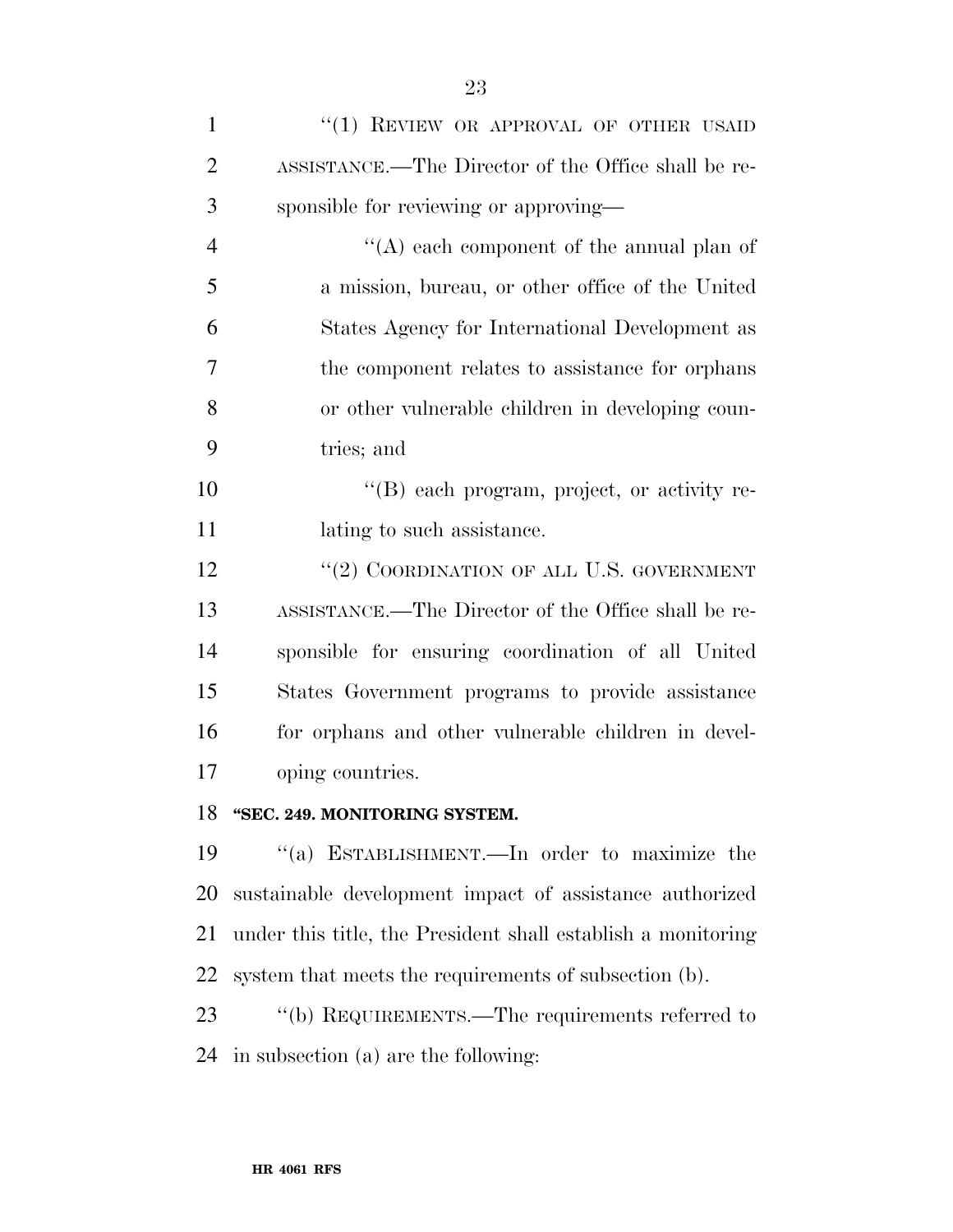"(1) REVIEW OR APPROVAL OF OTHER USAID ASSISTANCE.—The Director of the Office shall be responsible for reviewing or approving—

"(A) each component of the annual plan of a mission, bureau, or other office of the United States Agency for International Development as the component relates to assistance for orphans or other vulnerable children in developing countries; and

"(B) each program, project, or activity relating to such assistance.

"(2) COORDINATION OF ALL U.S. GOVERNMENT ASSISTANCE.—The Director of the Office shall be responsible for ensuring coordination of all United States Government programs to provide assistance for orphans and other vulnerable children in developing countries.

**"SEC. 249. MONITORING SYSTEM.**

"(a) ESTABLISHMENT.—In order to maximize the sustainable development impact of assistance authorized under this title, the President shall establish a monitoring system that meets the requirements of subsection (b).

"(b) REQUIREMENTS.—The requirements referred to in subsection (a) are the following: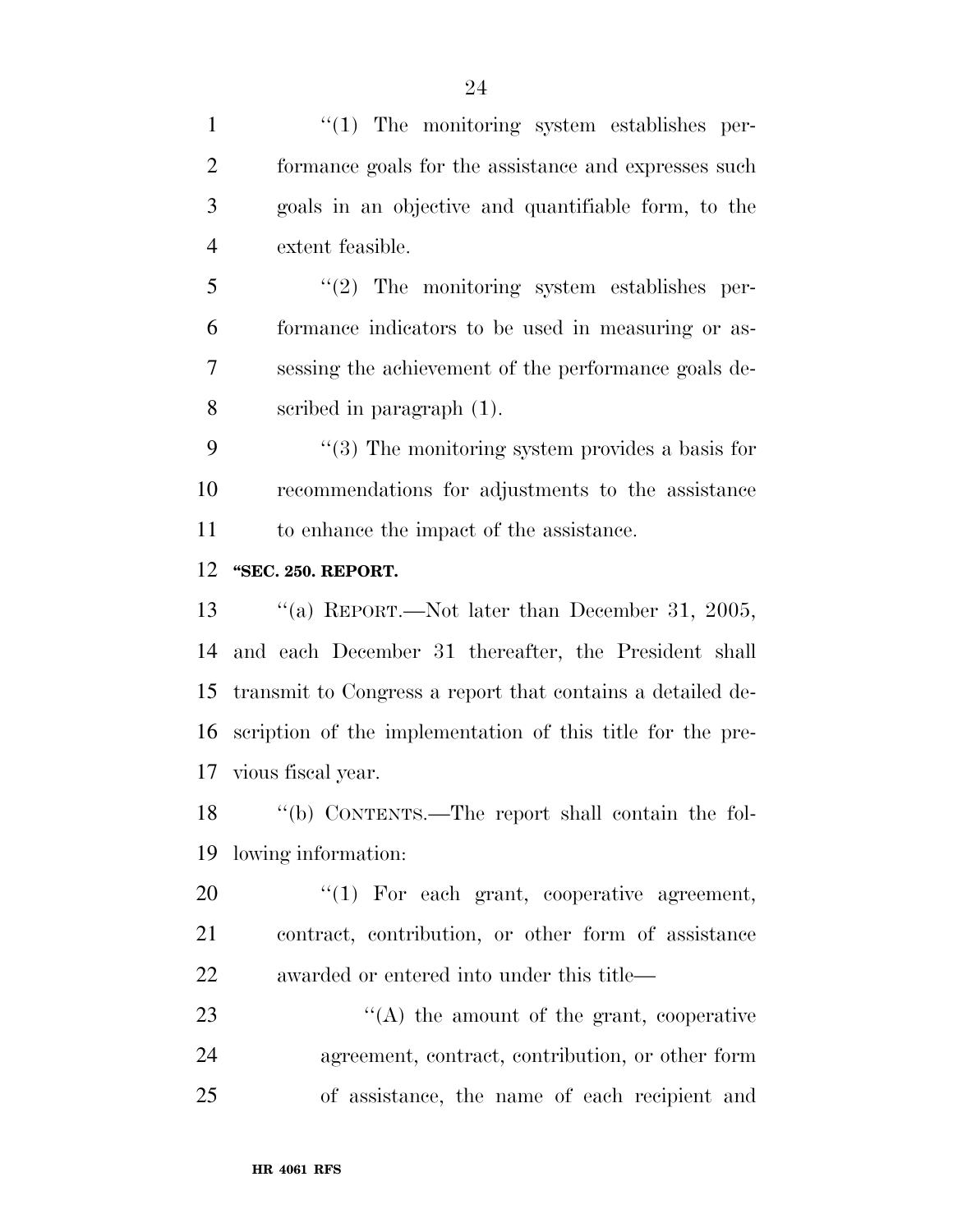"(1) The monitoring system establishes performance goals for the assistance and expresses such goals in an objective and quantifiable form, to the extent feasible.

"(2) The monitoring system establishes performance indicators to be used in measuring or assessing the achievement of the performance goals described in paragraph (1).

"(3) The monitoring system provides a basis for recommendations for adjustments to the assistance to enhance the impact of the assistance.

**"SEC. 250. REPORT.**

"(a) REPORT.—Not later than December 31, 2005, and each December 31 thereafter, the President shall transmit to Congress a report that contains a detailed description of the implementation of this title for the previous fiscal year.

"(b) CONTENTS.—The report shall contain the following information:

"(1) For each grant, cooperative agreement, contract, contribution, or other form of assistance awarded or entered into under this title—

"(A) the amount of the grant, cooperative agreement, contract, contribution, or other form of assistance, the name of each recipient and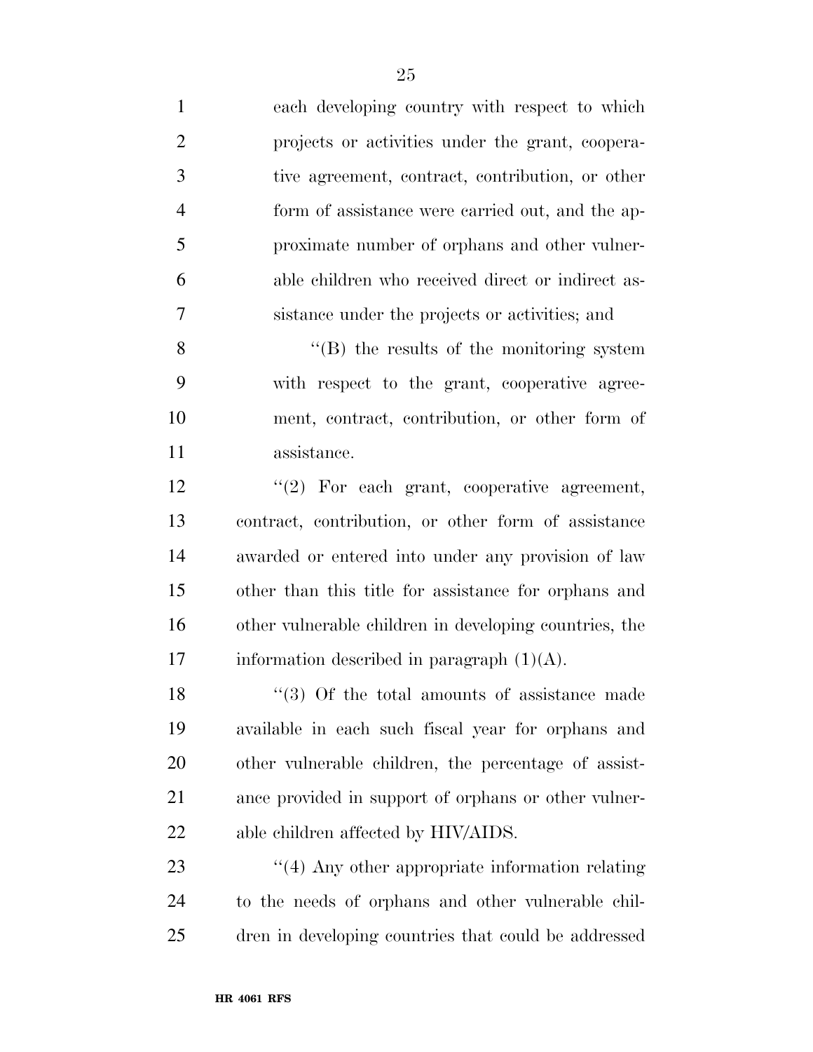each developing country with respect to which projects or activities under the grant, cooperative agreement, contract, contribution, or other form of assistance were carried out, and the approximate number of orphans and other vulnerable children who received direct or indirect assistance under the projects or activities; and

"(B) the results of the monitoring system with respect to the grant, cooperative agreement, contract, contribution, or other form of assistance.

"(2) For each grant, cooperative agreement, contract, contribution, or other form of assistance awarded or entered into under any provision of law other than this title for assistance for orphans and other vulnerable children in developing countries, the information described in paragraph (1)(A).

"(3) Of the total amounts of assistance made available in each such fiscal year for orphans and other vulnerable children, the percentage of assistance provided in support of orphans or other vulnerable children affected by HIV/AIDS.

"(4) Any other appropriate information relating to the needs of orphans and other vulnerable children in developing countries that could be addressed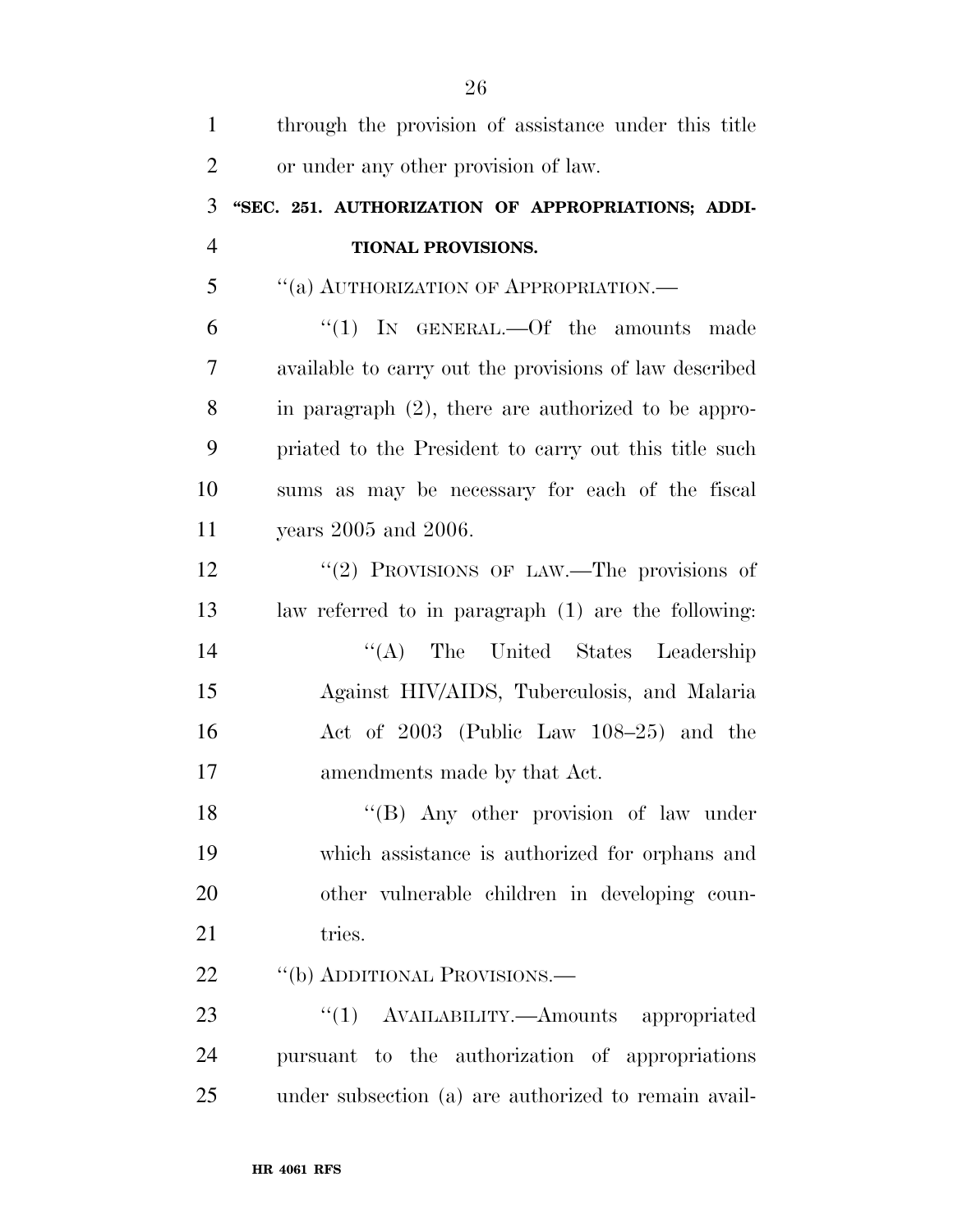through the provision of assistance under this title or under any other provision of law.

### "SEC. 251. AUTHORIZATION OF APPROPRIATIONS; ADDITIONAL PROVISIONS.

"(a) AUTHORIZATION OF APPROPRIATION.—

"(1) IN GENERAL.—Of the amounts made available to carry out the provisions of law described in paragraph (2), there are authorized to be appropriated to the President to carry out this title such sums as may be necessary for each of the fiscal years 2005 and 2006.

"(2) PROVISIONS OF LAW.—The provisions of law referred to in paragraph (1) are the following:

"(A) The United States Leadership Against HIV/AIDS, Tuberculosis, and Malaria Act of 2003 (Public Law 108–25) and the amendments made by that Act.

"(B) Any other provision of law under which assistance is authorized for orphans and other vulnerable children in developing countries.

"(b) ADDITIONAL PROVISIONS.—

"(1) AVAILABILITY.—Amounts appropriated pursuant to the authorization of appropriations under subsection (a) are authorized to remain avail-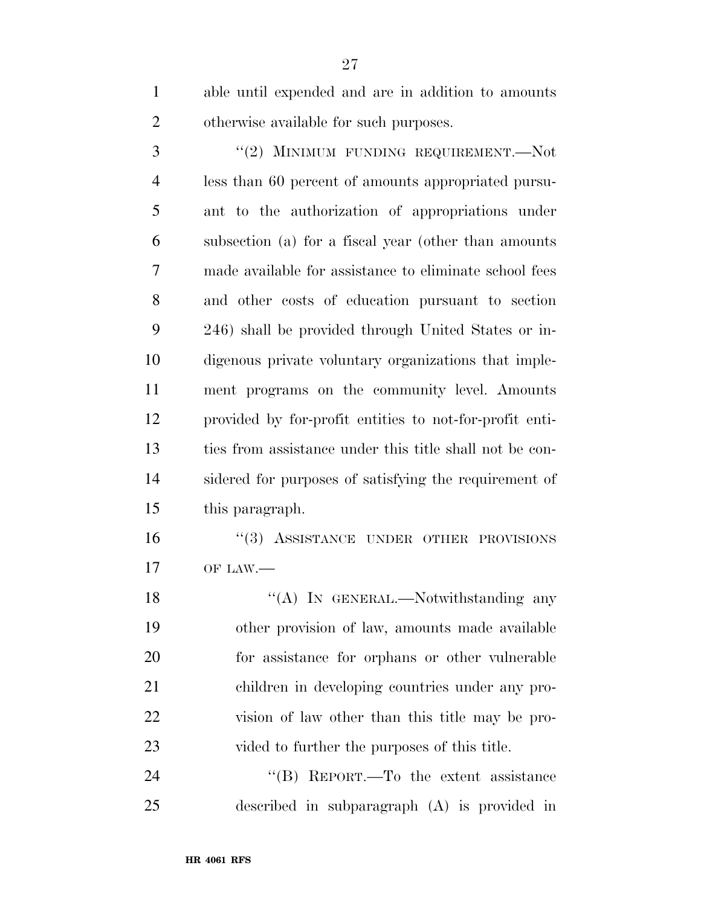able until expended and are in addition to amounts otherwise available for such purposes.

"(2) MINIMUM FUNDING REQUIREMENT.—Not less than 60 percent of amounts appropriated pursuant to the authorization of appropriations under subsection (a) for a fiscal year (other than amounts made available for assistance to eliminate school fees and other costs of education pursuant to section 246) shall be provided through United States or indigenous private voluntary organizations that implement programs on the community level. Amounts provided by for-profit entities to not-for-profit entities from assistance under this title shall not be considered for purposes of satisfying the requirement of this paragraph.

"(3) ASSISTANCE UNDER OTHER PROVISIONS OF LAW.—

"(A) IN GENERAL.—Notwithstanding any other provision of law, amounts made available for assistance for orphans or other vulnerable children in developing countries under any provision of law other than this title may be provided to further the purposes of this title.

"(B) REPORT.—To the extent assistance described in subparagraph (A) is provided in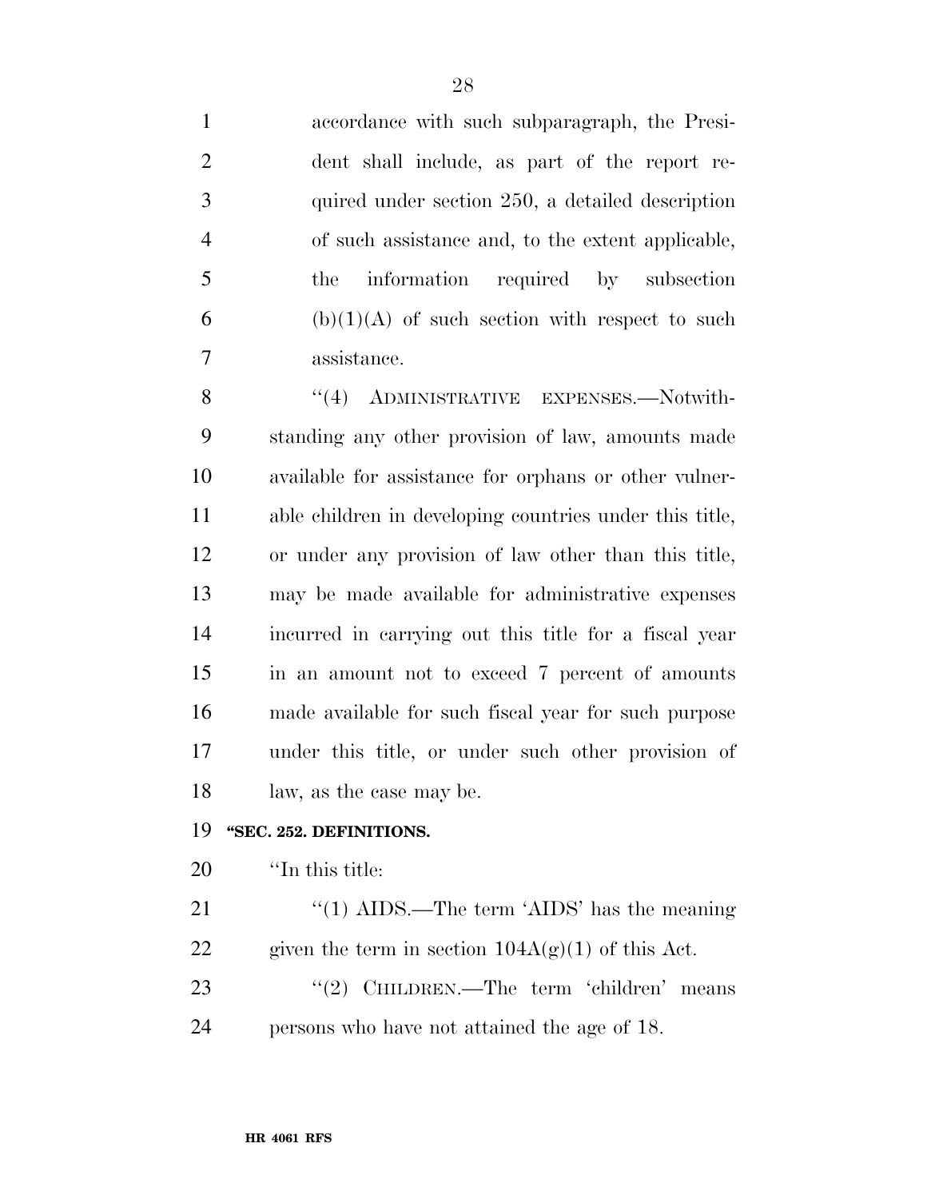accordance with such subparagraph, the President shall include, as part of the report required under section 250, a detailed description of such assistance and, to the extent applicable, the information required by subsection (b)(1)(A) of such section with respect to such assistance.

''(4) ADMINISTRATIVE EXPENSES.—Notwithstanding any other provision of law, amounts made available for assistance for orphans or other vulnerable children in developing countries under this title, or under any provision of law other than this title, may be made available for administrative expenses incurred in carrying out this title for a fiscal year in an amount not to exceed 7 percent of amounts made available for such fiscal year for such purpose under this title, or under such other provision of law, as the case may be.

**''SEC. 252. DEFINITIONS.**

''In this title:

''(1) AIDS.—The term 'AIDS' has the meaning given the term in section 104A(g)(1) of this Act.

''(2) CHILDREN.—The term 'children' means persons who have not attained the age of 18.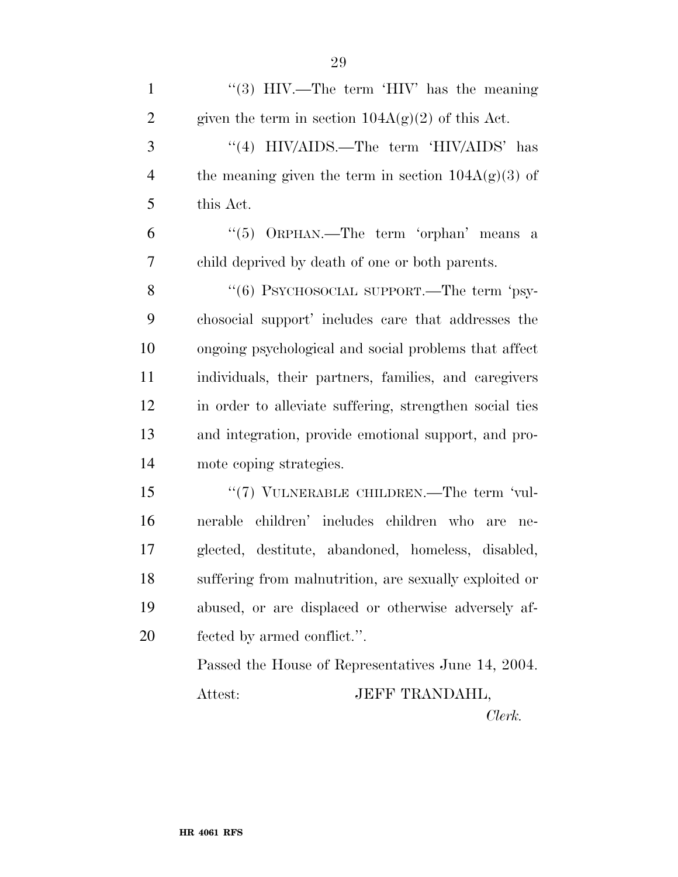''(3) HIV.—The term 'HIV' has the meaning given the term in section 104A(g)(2) of this Act.

''(4) HIV/AIDS.—The term 'HIV/AIDS' has the meaning given the term in section 104A(g)(3) of this Act.

''(5) ORPHAN.—The term 'orphan' means a child deprived by death of one or both parents.

''(6) PSYCHOSOCIAL SUPPORT.—The term 'psychosocial support' includes care that addresses the ongoing psychological and social problems that affect individuals, their partners, families, and caregivers in order to alleviate suffering, strengthen social ties and integration, provide emotional support, and promote coping strategies.

''(7) VULNERABLE CHILDREN.—The term 'vulnerable children' includes children who are neglected, destitute, abandoned, homeless, disabled, suffering from malnutrition, are sexually exploited or abused, or are displaced or otherwise adversely affected by armed conflict.''.

Passed the House of Representatives June 14, 2004.

Attest: JEFF TRANDAHL,

*Clerk.*